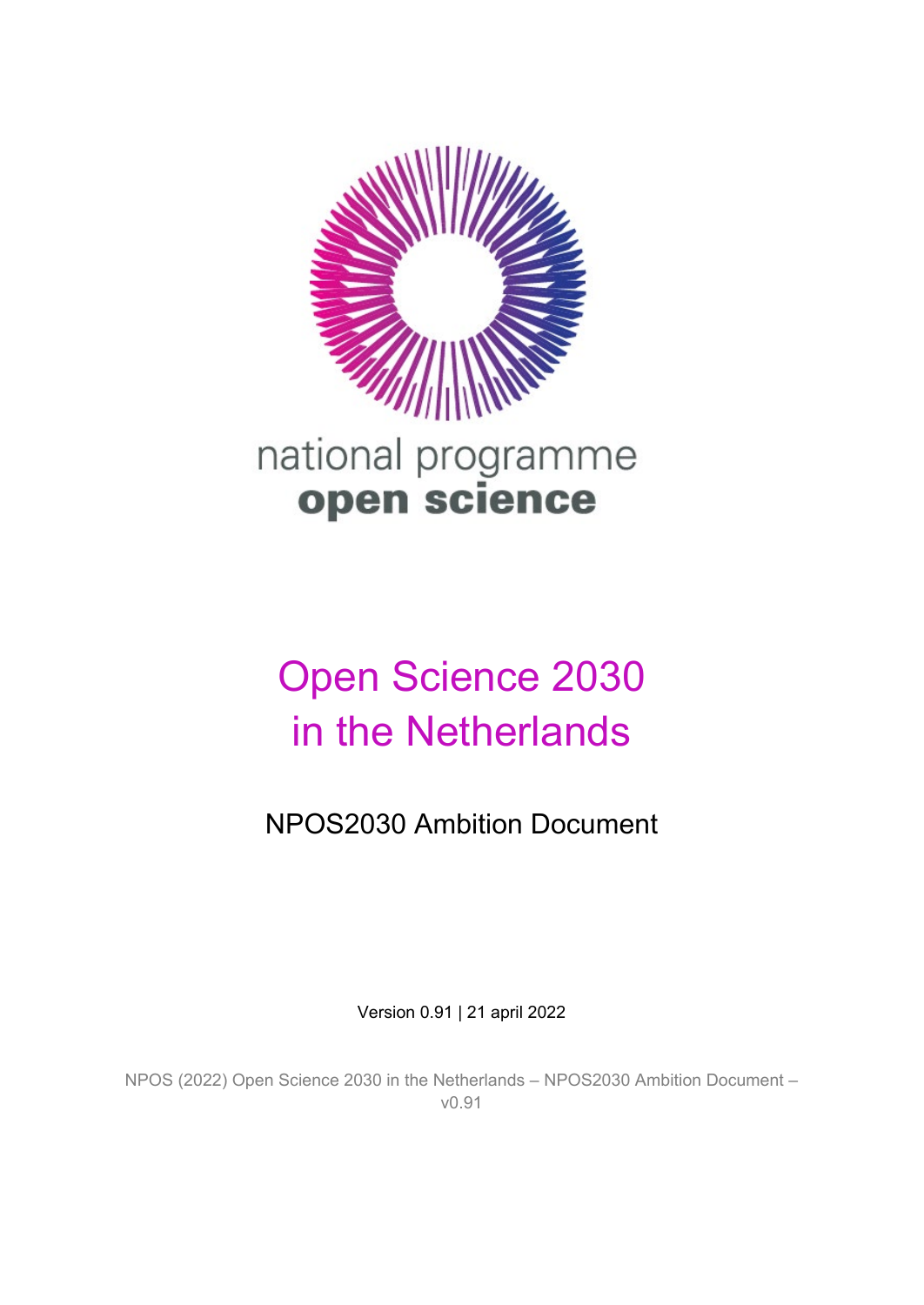national programme
**open science**

# Open Science 2030 in the Netherlands

## NPOS2030 Ambition Document

Version 0.91 | 21 april 2022

NPOS (2022) Open Science 2030 in the Netherlands – NPOS2030 Ambition Document – v0.91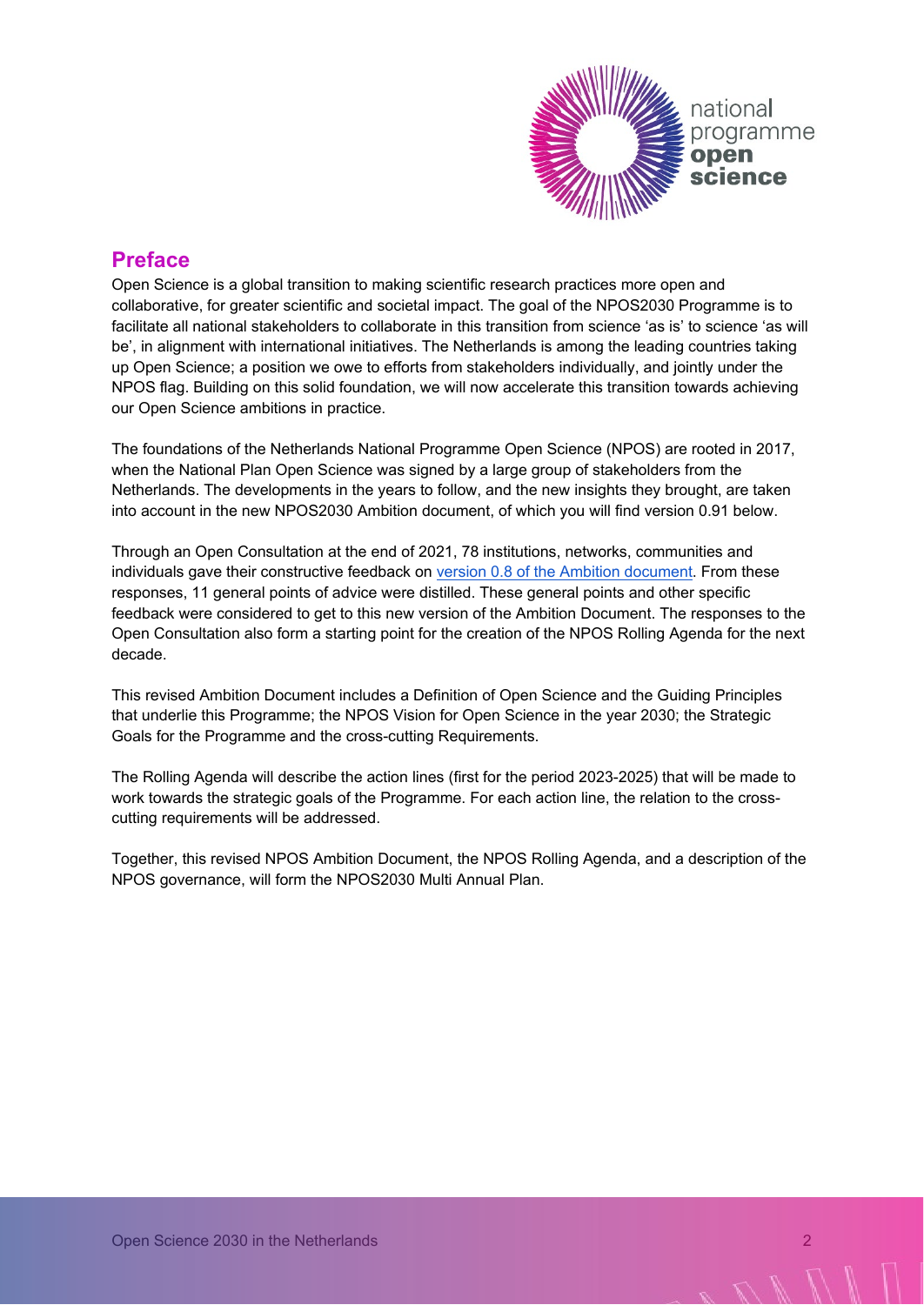## Preface

Open Science is a global transition to making scientific research practices more open and collaborative, for greater scientific and societal impact. The goal of the NPOS2030 Programme is to facilitate all national stakeholders to collaborate in this transition from science 'as is' to science 'as will be', in alignment with international initiatives. The Netherlands is among the leading countries taking up Open Science; a position we owe to efforts from stakeholders individually, and jointly under the NPOS flag. Building on this solid foundation, we will now accelerate this transition towards achieving our Open Science ambitions in practice.

The foundations of the Netherlands National Programme Open Science (NPOS) are rooted in 2017, when the National Plan Open Science was signed by a large group of stakeholders from the Netherlands. The developments in the years to follow, and the new insights they brought, are taken into account in the new NPOS2030 Ambition document, of which you will find version 0.91 below.

Through an Open Consultation at the end of 2021, 78 institutions, networks, communities and individuals gave their constructive feedback on version 0.8 of the Ambition document. From these responses, 11 general points of advice were distilled. These general points and other specific feedback were considered to get to this new version of the Ambition Document. The responses to the Open Consultation also form a starting point for the creation of the NPOS Rolling Agenda for the next decade.

This revised Ambition Document includes a Definition of Open Science and the Guiding Principles that underlie this Programme; the NPOS Vision for Open Science in the year 2030; the Strategic Goals for the Programme and the cross-cutting Requirements.

The Rolling Agenda will describe the action lines (first for the period 2023-2025) that will be made to work towards the strategic goals of the Programme. For each action line, the relation to the cross-cutting requirements will be addressed.

Together, this revised NPOS Ambition Document, the NPOS Rolling Agenda, and a description of the NPOS governance, will form the NPOS2030 Multi Annual Plan.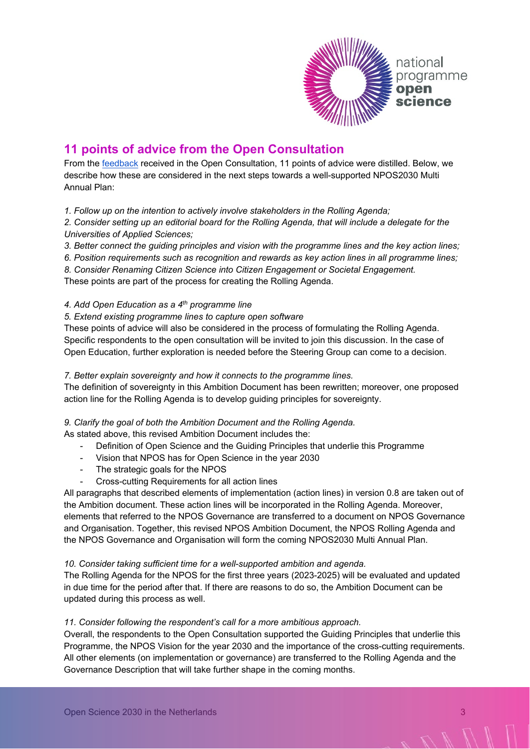## 11 points of advice from the Open Consultation

From the feedback received in the Open Consultation, 11 points of advice were distilled. Below, we describe how these are considered in the next steps towards a well-supported NPOS2030 Multi Annual Plan:

*1. Follow up on the intention to actively involve stakeholders in the Rolling Agenda;*
*2. Consider setting up an editorial board for the Rolling Agenda, that will include a delegate for the Universities of Applied Sciences;*
*3. Better connect the guiding principles and vision with the programme lines and the key action lines;*
*6. Position requirements such as recognition and rewards as key action lines in all programme lines;*
*8. Consider Renaming Citizen Science into Citizen Engagement or Societal Engagement.*
These points are part of the process for creating the Rolling Agenda.

*4. Add Open Education as a 4th programme line*
*5. Extend existing programme lines to capture open software*
These points of advice will also be considered in the process of formulating the Rolling Agenda. Specific respondents to the open consultation will be invited to join this discussion. In the case of Open Education, further exploration is needed before the Steering Group can come to a decision.

*7. Better explain sovereignty and how it connects to the programme lines.*
The definition of sovereignty in this Ambition Document has been rewritten; moreover, one proposed action line for the Rolling Agenda is to develop guiding principles for sovereignty.

*9. Clarify the goal of both the Ambition Document and the Rolling Agenda.*
As stated above, this revised Ambition Document includes the:

- Definition of Open Science and the Guiding Principles that underlie this Programme
- Vision that NPOS has for Open Science in the year 2030
- The strategic goals for the NPOS
- Cross-cutting Requirements for all action lines

All paragraphs that described elements of implementation (action lines) in version 0.8 are taken out of the Ambition document. These action lines will be incorporated in the Rolling Agenda. Moreover, elements that referred to the NPOS Governance are transferred to a document on NPOS Governance and Organisation. Together, this revised NPOS Ambition Document, the NPOS Rolling Agenda and the NPOS Governance and Organisation will form the coming NPOS2030 Multi Annual Plan.

*10. Consider taking sufficient time for a well-supported ambition and agenda.*
The Rolling Agenda for the NPOS for the first three years (2023-2025) will be evaluated and updated in due time for the period after that. If there are reasons to do so, the Ambition Document can be updated during this process as well.

*11. Consider following the respondent's call for a more ambitious approach.*
Overall, the respondents to the Open Consultation supported the Guiding Principles that underlie this Programme, the NPOS Vision for the year 2030 and the importance of the cross-cutting requirements. All other elements (on implementation or governance) are transferred to the Rolling Agenda and the Governance Description that will take further shape in the coming months.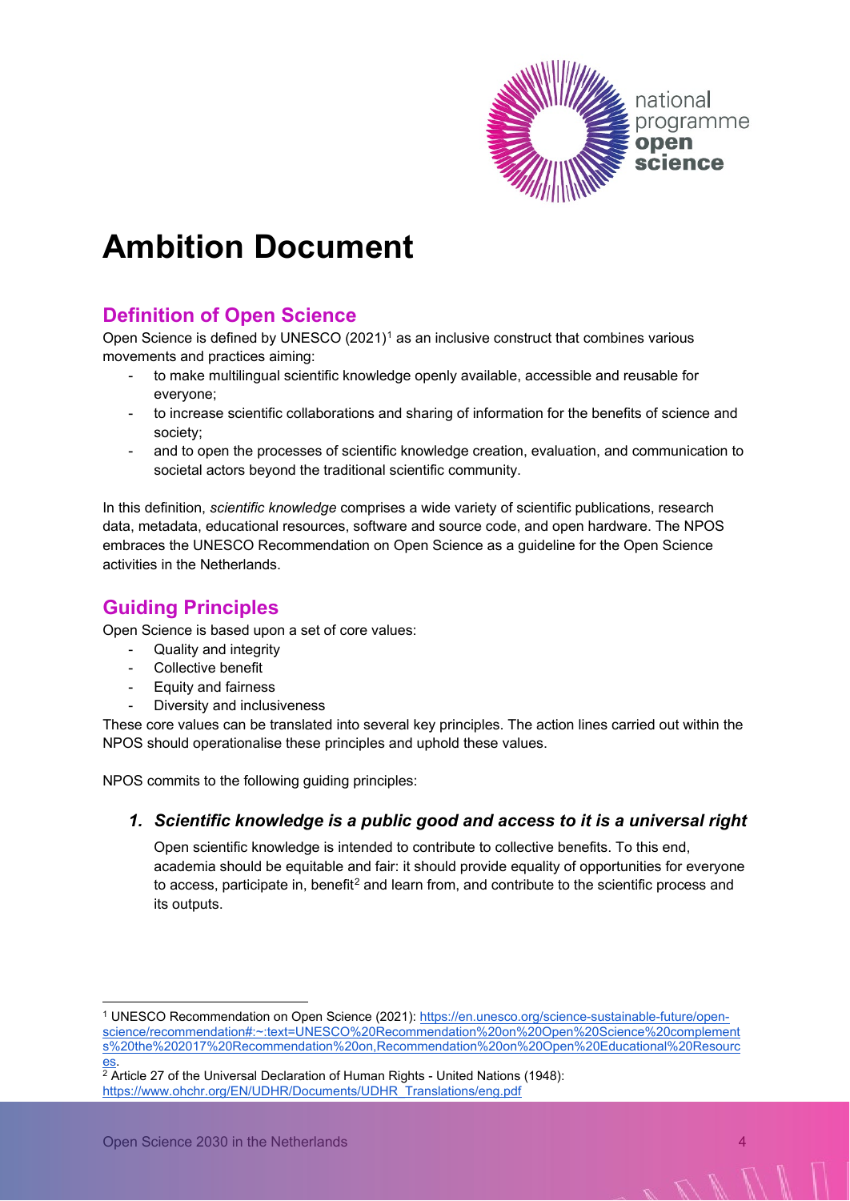# Ambition Document

## Definition of Open Science

Open Science is defined by UNESCO (2021)[1] as an inclusive construct that combines various movements and practices aiming:

- to make multilingual scientific knowledge openly available, accessible and reusable for everyone;
- to increase scientific collaborations and sharing of information for the benefits of science and society;
- and to open the processes of scientific knowledge creation, evaluation, and communication to societal actors beyond the traditional scientific community.

In this definition, *scientific knowledge* comprises a wide variety of scientific publications, research data, metadata, educational resources, software and source code, and open hardware. The NPOS embraces the UNESCO Recommendation on Open Science as a guideline for the Open Science activities in the Netherlands.

## Guiding Principles

Open Science is based upon a set of core values:

- Quality and integrity
- Collective benefit
- Equity and fairness
- Diversity and inclusiveness

These core values can be translated into several key principles. The action lines carried out within the NPOS should operationalise these principles and uphold these values.

NPOS commits to the following guiding principles:

### *1. Scientific knowledge is a public good and access to it is a universal right*

Open scientific knowledge is intended to contribute to collective benefits. To this end, academia should be equitable and fair: it should provide equality of opportunities for everyone to access, participate in, benefit[2] and learn from, and contribute to the scientific process and its outputs.

---

[1] UNESCO Recommendation on Open Science (2021): https://en.unesco.org/science-sustainable-future/open-science/recommendation#:~:text=UNESCO%20Recommendation%20on%20Open%20Science%20complements%20the%202017%20Recommendation%20on,Recommendation%20on%20Open%20Educational%20Resources.

[2] Article 27 of the Universal Declaration of Human Rights - United Nations (1948): https://www.ohchr.org/EN/UDHR/Documents/UDHR_Translations/eng.pdf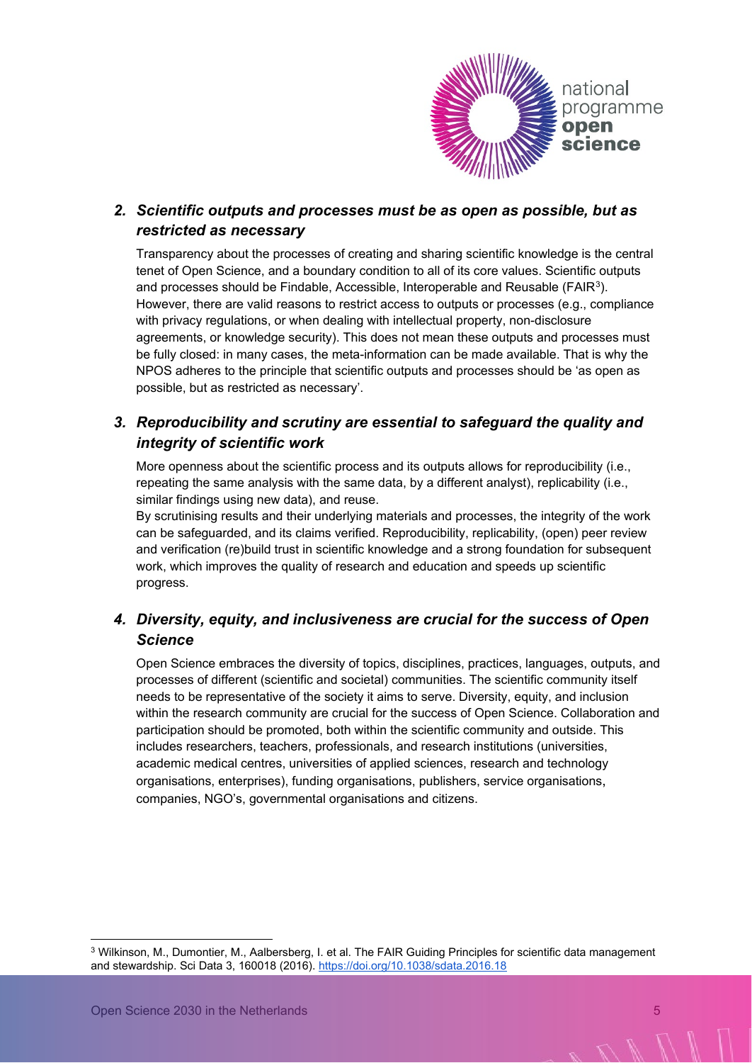## *2. Scientific outputs and processes must be as open as possible, but as restricted as necessary*

Transparency about the processes of creating and sharing scientific knowledge is the central tenet of Open Science, and a boundary condition to all of its core values. Scientific outputs and processes should be Findable, Accessible, Interoperable and Reusable (FAIR[3]). However, there are valid reasons to restrict access to outputs or processes (e.g., compliance with privacy regulations, or when dealing with intellectual property, non-disclosure agreements, or knowledge security). This does not mean these outputs and processes must be fully closed: in many cases, the meta-information can be made available. That is why the NPOS adheres to the principle that scientific outputs and processes should be 'as open as possible, but as restricted as necessary'.

## *3. Reproducibility and scrutiny are essential to safeguard the quality and integrity of scientific work*

More openness about the scientific process and its outputs allows for reproducibility (i.e., repeating the same analysis with the same data, by a different analyst), replicability (i.e., similar findings using new data), and reuse.

By scrutinising results and their underlying materials and processes, the integrity of the work can be safeguarded, and its claims verified. Reproducibility, replicability, (open) peer review and verification (re)build trust in scientific knowledge and a strong foundation for subsequent work, which improves the quality of research and education and speeds up scientific progress.

## *4. Diversity, equity, and inclusiveness are crucial for the success of Open Science*

Open Science embraces the diversity of topics, disciplines, practices, languages, outputs, and processes of different (scientific and societal) communities. The scientific community itself needs to be representative of the society it aims to serve. Diversity, equity, and inclusion within the research community are crucial for the success of Open Science. Collaboration and participation should be promoted, both within the scientific community and outside. This includes researchers, teachers, professionals, and research institutions (universities, academic medical centres, universities of applied sciences, research and technology organisations, enterprises), funding organisations, publishers, service organisations, companies, NGO's, governmental organisations and citizens.

---

[3] Wilkinson, M., Dumontier, M., Aalbersberg, I. et al. The FAIR Guiding Principles for scientific data management and stewardship. Sci Data 3, 160018 (2016). https://doi.org/10.1038/sdata.2016.18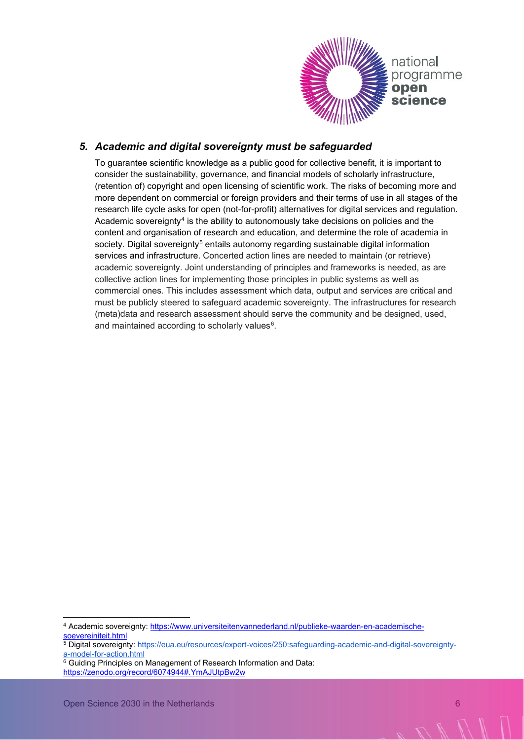### *5. Academic and digital sovereignty must be safeguarded*

To guarantee scientific knowledge as a public good for collective benefit, it is important to consider the sustainability, governance, and financial models of scholarly infrastructure, (retention of) copyright and open licensing of scientific work. The risks of becoming more and more dependent on commercial or foreign providers and their terms of use in all stages of the research life cycle asks for open (not-for-profit) alternatives for digital services and regulation. Academic sovereignty[4] is the ability to autonomously take decisions on policies and the content and organisation of research and education, and determine the role of academia in society. Digital sovereignty[5] entails autonomy regarding sustainable digital information services and infrastructure. Concerted action lines are needed to maintain (or retrieve) academic sovereignty. Joint understanding of principles and frameworks is needed, as are collective action lines for implementing those principles in public systems as well as commercial ones. This includes assessment which data, output and services are critical and must be publicly steered to safeguard academic sovereignty. The infrastructures for research (meta)data and research assessment should serve the community and be designed, used, and maintained according to scholarly values[6].

---

[4] Academic sovereignty: https://www.universiteitenvannederland.nl/publieke-waarden-en-academische-soevereiniteit.html

[5] Digital sovereignty: https://eua.eu/resources/expert-voices/250:safeguarding-academic-and-digital-sovereignty-a-model-for-action.html

[6] Guiding Principles on Management of Research Information and Data: https://zenodo.org/record/6074944#.YmAJUtpBw2w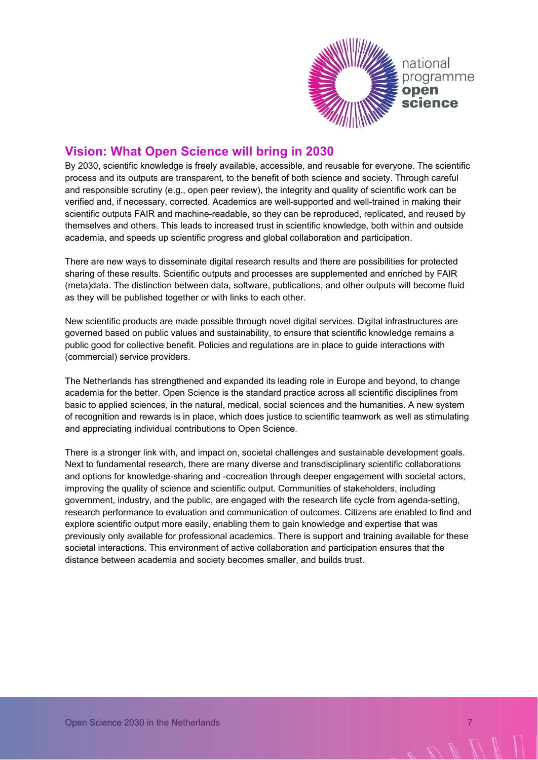## Vision: What Open Science will bring in 2030

By 2030, scientific knowledge is freely available, accessible, and reusable for everyone. The scientific process and its outputs are transparent, to the benefit of both science and society. Through careful and responsible scrutiny (e.g., open peer review), the integrity and quality of scientific work can be verified and, if necessary, corrected. Academics are well-supported and well-trained in making their scientific outputs FAIR and machine-readable, so they can be reproduced, replicated, and reused by themselves and others. This leads to increased trust in scientific knowledge, both within and outside academia, and speeds up scientific progress and global collaboration and participation.

There are new ways to disseminate digital research results and there are possibilities for protected sharing of these results. Scientific outputs and processes are supplemented and enriched by FAIR (meta)data. The distinction between data, software, publications, and other outputs will become fluid as they will be published together or with links to each other.

New scientific products are made possible through novel digital services. Digital infrastructures are governed based on public values and sustainability, to ensure that scientific knowledge remains a public good for collective benefit. Policies and regulations are in place to guide interactions with (commercial) service providers.

The Netherlands has strengthened and expanded its leading role in Europe and beyond, to change academia for the better. Open Science is the standard practice across all scientific disciplines from basic to applied sciences, in the natural, medical, social sciences and the humanities. A new system of recognition and rewards is in place, which does justice to scientific teamwork as well as stimulating and appreciating individual contributions to Open Science.

There is a stronger link with, and impact on, societal challenges and sustainable development goals. Next to fundamental research, there are many diverse and transdisciplinary scientific collaborations and options for knowledge-sharing and -cocreation through deeper engagement with societal actors, improving the quality of science and scientific output. Communities of stakeholders, including government, industry, and the public, are engaged with the research life cycle from agenda-setting, research performance to evaluation and communication of outcomes. Citizens are enabled to find and explore scientific output more easily, enabling them to gain knowledge and expertise that was previously only available for professional academics. There is support and training available for these societal interactions. This environment of active collaboration and participation ensures that the distance between academia and society becomes smaller, and builds trust.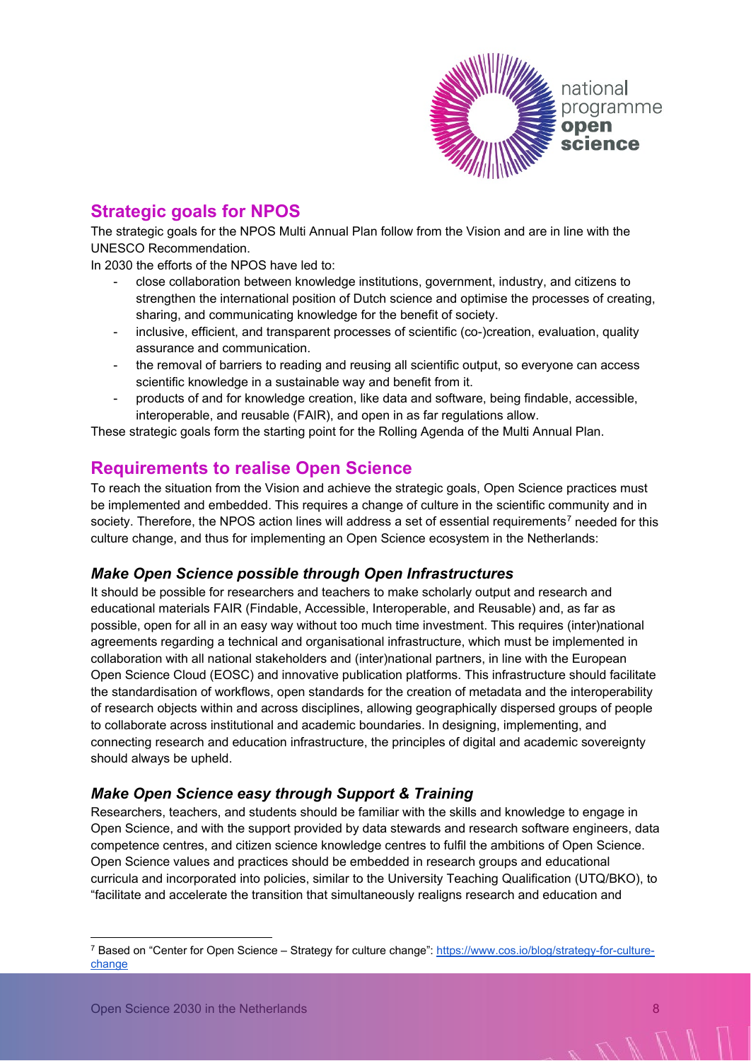## Strategic goals for NPOS

The strategic goals for the NPOS Multi Annual Plan follow from the Vision and are in line with the UNESCO Recommendation.

In 2030 the efforts of the NPOS have led to:

- close collaboration between knowledge institutions, government, industry, and citizens to strengthen the international position of Dutch science and optimise the processes of creating, sharing, and communicating knowledge for the benefit of society.
- inclusive, efficient, and transparent processes of scientific (co-)creation, evaluation, quality assurance and communication.
- the removal of barriers to reading and reusing all scientific output, so everyone can access scientific knowledge in a sustainable way and benefit from it.
- products of and for knowledge creation, like data and software, being findable, accessible, interoperable, and reusable (FAIR), and open in as far regulations allow.

These strategic goals form the starting point for the Rolling Agenda of the Multi Annual Plan.

## Requirements to realise Open Science

To reach the situation from the Vision and achieve the strategic goals, Open Science practices must be implemented and embedded. This requires a change of culture in the scientific community and in society. Therefore, the NPOS action lines will address a set of essential requirements[7] needed for this culture change, and thus for implementing an Open Science ecosystem in the Netherlands:

### *Make Open Science possible through Open Infrastructures*

It should be possible for researchers and teachers to make scholarly output and research and educational materials FAIR (Findable, Accessible, Interoperable, and Reusable) and, as far as possible, open for all in an easy way without too much time investment. This requires (inter)national agreements regarding a technical and organisational infrastructure, which must be implemented in collaboration with all national stakeholders and (inter)national partners, in line with the European Open Science Cloud (EOSC) and innovative publication platforms. This infrastructure should facilitate the standardisation of workflows, open standards for the creation of metadata and the interoperability of research objects within and across disciplines, allowing geographically dispersed groups of people to collaborate across institutional and academic boundaries. In designing, implementing, and connecting research and education infrastructure, the principles of digital and academic sovereignty should always be upheld.

### *Make Open Science easy through Support & Training*

Researchers, teachers, and students should be familiar with the skills and knowledge to engage in Open Science, and with the support provided by data stewards and research software engineers, data competence centres, and citizen science knowledge centres to fulfil the ambitions of Open Science. Open Science values and practices should be embedded in research groups and educational curricula and incorporated into policies, similar to the University Teaching Qualification (UTQ/BKO), to "facilitate and accelerate the transition that simultaneously realigns research and education and

[7] Based on "Center for Open Science – Strategy for culture change": https://www.cos.io/blog/strategy-for-culture-change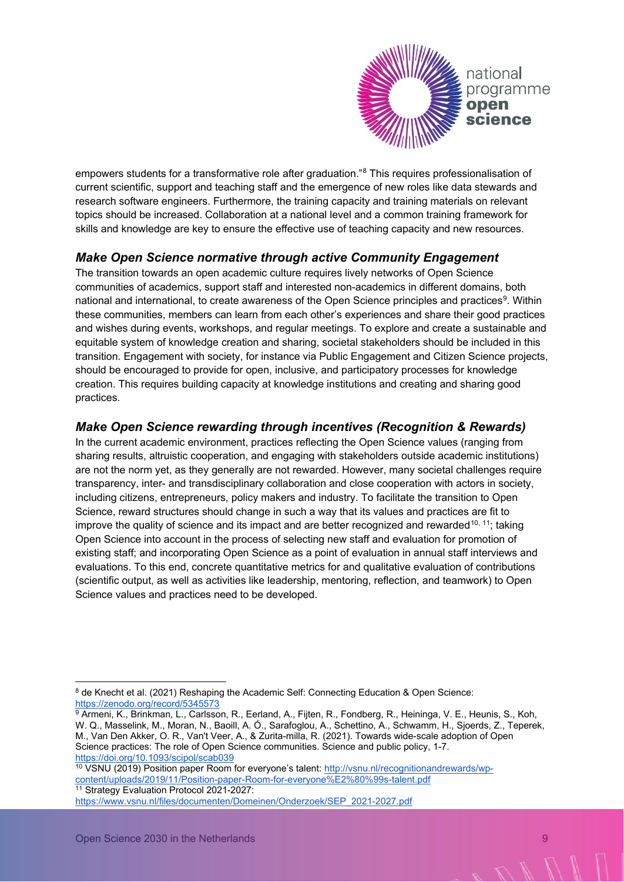empowers students for a transformative role after graduation."[8] This requires professionalisation of current scientific, support and teaching staff and the emergence of new roles like data stewards and research software engineers. Furthermore, the training capacity and training materials on relevant topics should be increased. Collaboration at a national level and a common training framework for skills and knowledge are key to ensure the effective use of teaching capacity and new resources.

### *Make Open Science normative through active Community Engagement*

The transition towards an open academic culture requires lively networks of Open Science communities of academics, support staff and interested non-academics in different domains, both national and international, to create awareness of the Open Science principles and practices[9]. Within these communities, members can learn from each other's experiences and share their good practices and wishes during events, workshops, and regular meetings. To explore and create a sustainable and equitable system of knowledge creation and sharing, societal stakeholders should be included in this transition. Engagement with society, for instance via Public Engagement and Citizen Science projects, should be encouraged to provide for open, inclusive, and participatory processes for knowledge creation. This requires building capacity at knowledge institutions and creating and sharing good practices.

### *Make Open Science rewarding through incentives (Recognition & Rewards)*

In the current academic environment, practices reflecting the Open Science values (ranging from sharing results, altruistic cooperation, and engaging with stakeholders outside academic institutions) are not the norm yet, as they generally are not rewarded. However, many societal challenges require transparency, inter- and transdisciplinary collaboration and close cooperation with actors in society, including citizens, entrepreneurs, policy makers and industry. To facilitate the transition to Open Science, reward structures should change in such a way that its values and practices are fit to improve the quality of science and its impact and are better recognized and rewarded[10, 11]; taking Open Science into account in the process of selecting new staff and evaluation for promotion of existing staff; and incorporating Open Science as a point of evaluation in annual staff interviews and evaluations. To this end, concrete quantitative metrics for and qualitative evaluation of contributions (scientific output, as well as activities like leadership, mentoring, reflection, and teamwork) to Open Science values and practices need to be developed.

---

[8] de Knecht et al. (2021) Reshaping the Academic Self: Connecting Education & Open Science: https://zenodo.org/record/5345573

[9] Armeni, K., Brinkman, L., Carlsson, R., Eerland, A., Fijten, R., Fondberg, R., Heininga, V. E., Heunis, S., Koh, W. Q., Masselink, M., Moran, N., Baoill, A. Ó., Sarafoglou, A., Schettino, A., Schwamm, H., Sjoerds, Z., Teperek, M., Van Den Akker, O. R., Van't Veer, A., & Zurita-milla, R. (2021). Towards wide-scale adoption of Open Science practices: The role of Open Science communities. Science and public policy, 1-7. https://doi.org/10.1093/scipol/scab039

[10] VSNU (2019) Position paper Room for everyone's talent: http://vsnu.nl/recognitionandrewards/wp-content/uploads/2019/11/Position-paper-Room-for-everyone%E2%80%99s-talent.pdf

[11] Strategy Evaluation Protocol 2021-2027: https://www.vsnu.nl/files/documenten/Domeinen/Onderzoek/SEP_2021-2027.pdf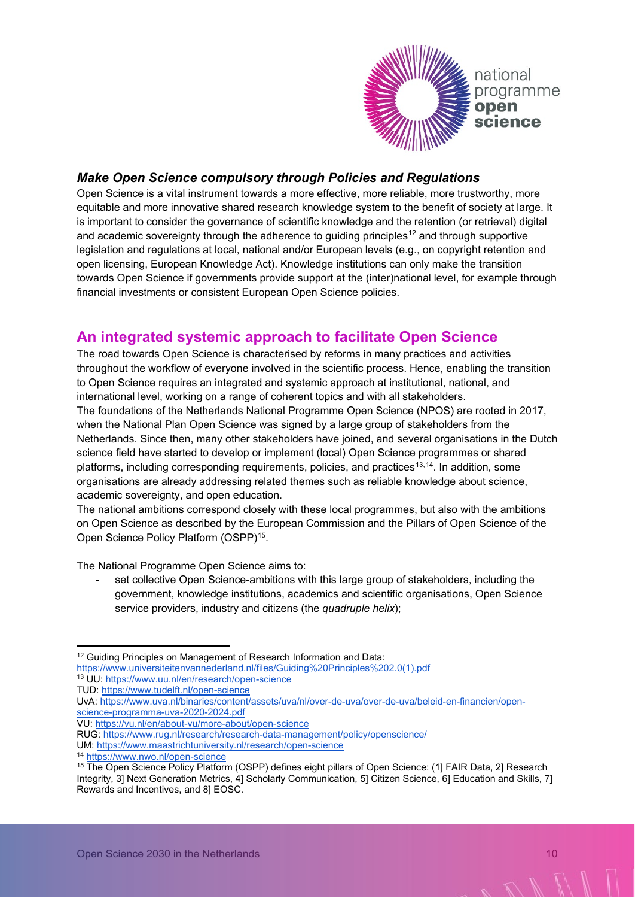### *Make Open Science compulsory through Policies and Regulations*

Open Science is a vital instrument towards a more effective, more reliable, more trustworthy, more equitable and more innovative shared research knowledge system to the benefit of society at large. It is important to consider the governance of scientific knowledge and the retention (or retrieval) digital and academic sovereignty through the adherence to guiding principles[12] and through supportive legislation and regulations at local, national and/or European levels (e.g., on copyright retention and open licensing, European Knowledge Act). Knowledge institutions can only make the transition towards Open Science if governments provide support at the (inter)national level, for example through financial investments or consistent European Open Science policies.

## An integrated systemic approach to facilitate Open Science

The road towards Open Science is characterised by reforms in many practices and activities throughout the workflow of everyone involved in the scientific process. Hence, enabling the transition to Open Science requires an integrated and systemic approach at institutional, national, and international level, working on a range of coherent topics and with all stakeholders.

The foundations of the Netherlands National Programme Open Science (NPOS) are rooted in 2017, when the National Plan Open Science was signed by a large group of stakeholders from the Netherlands. Since then, many other stakeholders have joined, and several organisations in the Dutch science field have started to develop or implement (local) Open Science programmes or shared platforms, including corresponding requirements, policies, and practices[13,14]. In addition, some organisations are already addressing related themes such as reliable knowledge about science, academic sovereignty, and open education.

The national ambitions correspond closely with these local programmes, but also with the ambitions on Open Science as described by the European Commission and the Pillars of Open Science of the Open Science Policy Platform (OSPP)[15].

The National Programme Open Science aims to:

- set collective Open Science-ambitions with this large group of stakeholders, including the government, knowledge institutions, academics and scientific organisations, Open Science service providers, industry and citizens (the *quadruple helix*);

---

[12] Guiding Principles on Management of Research Information and Data: https://www.universiteitenvannederland.nl/files/Guiding%20Principles%202.0(1).pdf

[13] UU: https://www.uu.nl/en/research/open-science
TUD: https://www.tudelft.nl/open-science
UvA: https://www.uva.nl/binaries/content/assets/uva/nl/over-de-uva/over-de-uva/beleid-en-financien/open-science-programma-uva-2020-2024.pdf
VU: https://vu.nl/en/about-vu/more-about/open-science
RUG: https://www.rug.nl/research/research-data-management/policy/openscience/
UM: https://www.maastrichtuniversity.nl/research/open-science

[14] https://www.nwo.nl/open-science

[15] The Open Science Policy Platform (OSPP) defines eight pillars of Open Science: (1] FAIR Data, 2] Research Integrity, 3] Next Generation Metrics, 4] Scholarly Communication, 5] Citizen Science, 6] Education and Skills, 7] Rewards and Incentives, and 8] EOSC.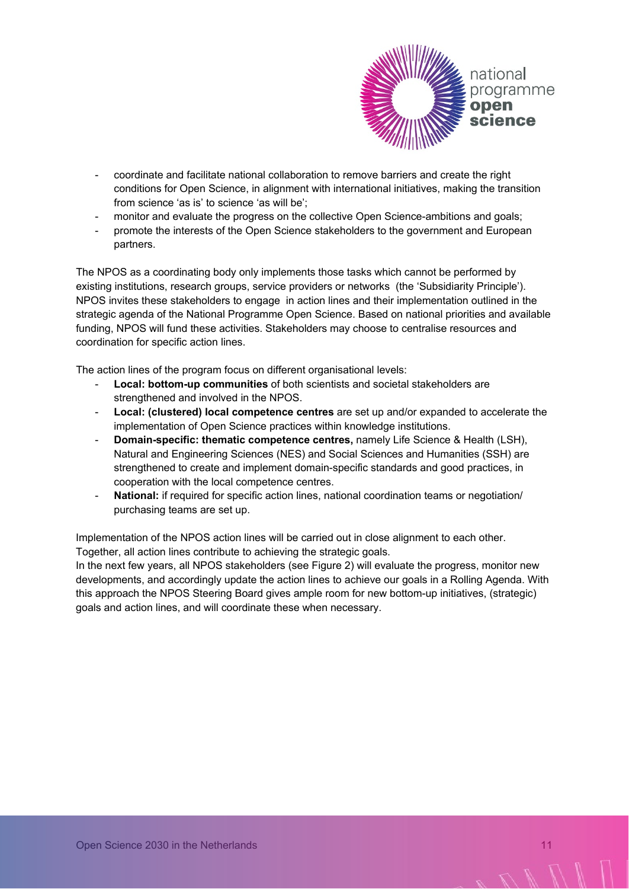- coordinate and facilitate national collaboration to remove barriers and create the right conditions for Open Science, in alignment with international initiatives, making the transition from science 'as is' to science 'as will be';
- monitor and evaluate the progress on the collective Open Science-ambitions and goals;
- promote the interests of the Open Science stakeholders to the government and European partners.

The NPOS as a coordinating body only implements those tasks which cannot be performed by existing institutions, research groups, service providers or networks (the 'Subsidiarity Principle'). NPOS invites these stakeholders to engage in action lines and their implementation outlined in the strategic agenda of the National Programme Open Science. Based on national priorities and available funding, NPOS will fund these activities. Stakeholders may choose to centralise resources and coordination for specific action lines.

The action lines of the program focus on different organisational levels:

- **Local: bottom-up communities** of both scientists and societal stakeholders are strengthened and involved in the NPOS.
- **Local: (clustered) local competence centres** are set up and/or expanded to accelerate the implementation of Open Science practices within knowledge institutions.
- **Domain-specific: thematic competence centres,** namely Life Science & Health (LSH), Natural and Engineering Sciences (NES) and Social Sciences and Humanities (SSH) are strengthened to create and implement domain-specific standards and good practices, in cooperation with the local competence centres.
- **National:** if required for specific action lines, national coordination teams or negotiation/ purchasing teams are set up.

Implementation of the NPOS action lines will be carried out in close alignment to each other. Together, all action lines contribute to achieving the strategic goals.
In the next few years, all NPOS stakeholders (see Figure 2) will evaluate the progress, monitor new developments, and accordingly update the action lines to achieve our goals in a Rolling Agenda. With this approach the NPOS Steering Board gives ample room for new bottom-up initiatives, (strategic) goals and action lines, and will coordinate these when necessary.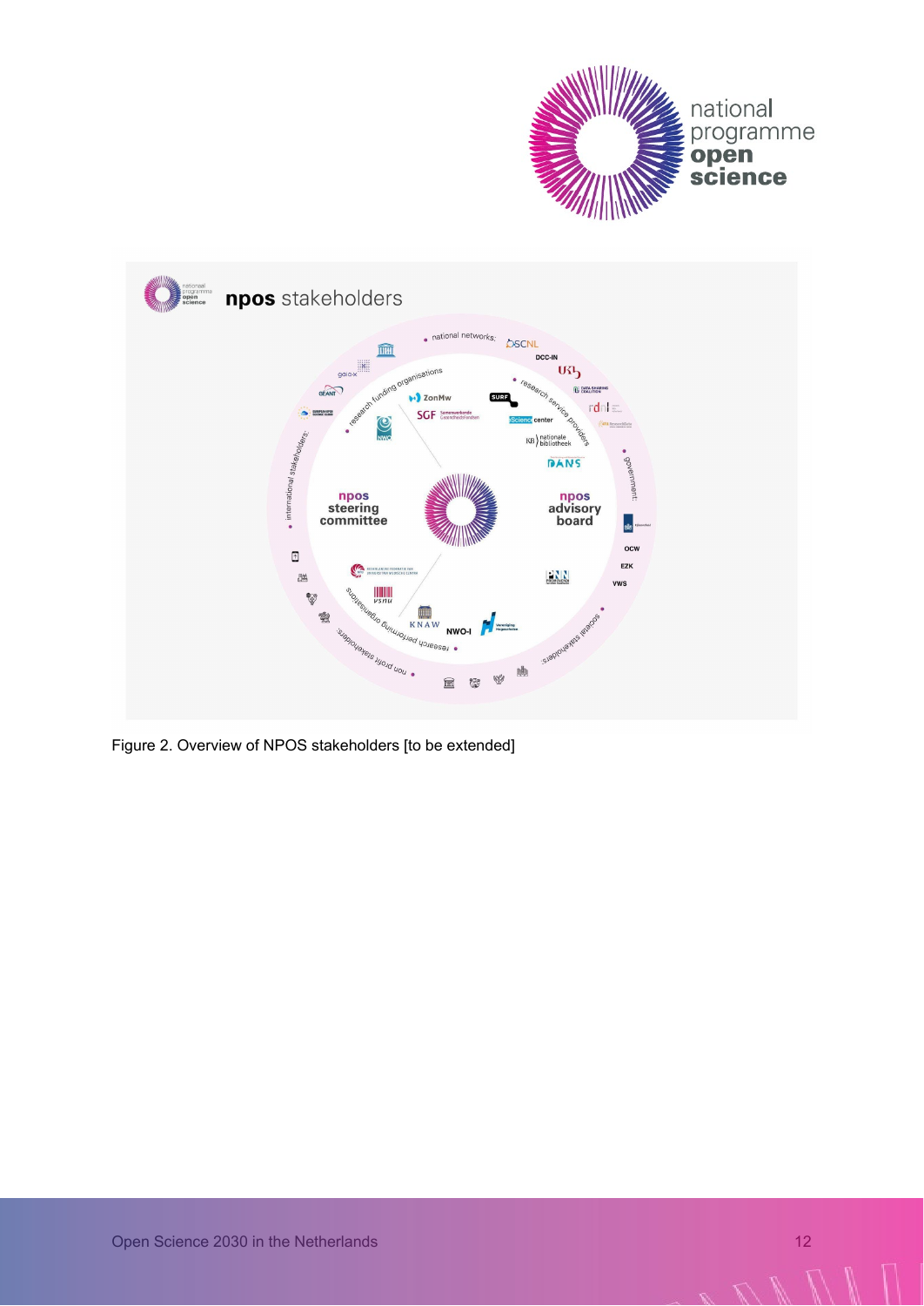npos stakeholders

national networks:
DCC-IN
research funding organisations
ZonMw
SGF Samenwerkende Gezondheidsfondsen
NWO
research service providers
SURF
eScience center
KB nationale bibliotheek
DANS
government:
OCW
EZK
VWS
npos steering committee
npos advisory board
international stakeholders:
GÉANT
research performing organisations
VSNU
KNAW
NWO-I
Vereniging Hogescholen
PNN
societal stakeholders:
non profit stakeholders:

Figure 2. Overview of NPOS stakeholders [to be extended]